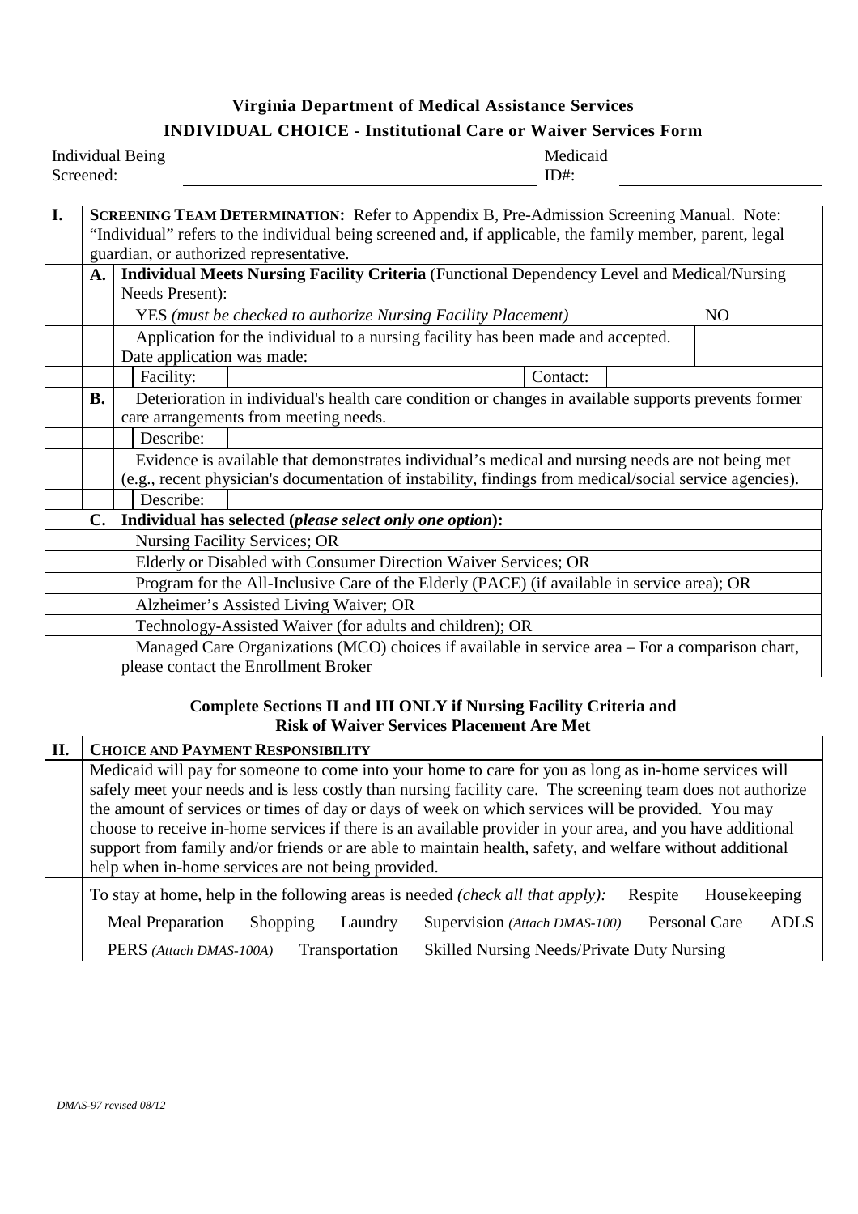# Virginia Department of Medical Assistance Services

## INDIVIDUAL CHOICE - Institutional Care or Waiver Services Form

Individual Being Screened: ______________________ Medicaid ID#: ______________

| I. | SCREENING TEAM DETERMINATION: Refer to Appendix B, Pre-Admission Screening Manual. Note: "Individual" refers to the individual being screened and, if applicable, the family member, parent, legal guardian, or authorized representative. | | |
|---|---|---|---|
| | **A.** | **Individual Meets Nursing Facility Criteria** (Functional Dependency Level and Medical/Nursing Needs Present): | |
| | | YES *(must be checked to authorize Nursing Facility Placement)* | NO |
| | | Application for the individual to a nursing facility has been made and accepted. Date application was made: | |
| | | Facility: | Contact: |
| | **B.** | Deterioration in individual's health care condition or changes in available supports prevents former care arrangements from meeting needs. | |
| | | Describe: | |
| | | Evidence is available that demonstrates individual's medical and nursing needs are not being met (e.g., recent physician's documentation of instability, findings from medical/social service agencies). | |
| | | Describe: | |
| | **C.** | **Individual has selected (*please select only one option*):** | |
| | | Nursing Facility Services; OR | |
| | | Elderly or Disabled with Consumer Direction Waiver Services; OR | |
| | | Program for the All-Inclusive Care of the Elderly (PACE) (if available in service area); OR | |
| | | Alzheimer's Assisted Living Waiver; OR | |
| | | Technology-Assisted Waiver (for adults and children); OR | |
| | | Managed Care Organizations (MCO) choices if available in service area – For a comparison chart, please contact the Enrollment Broker | |

**Complete Sections II and III ONLY if Nursing Facility Criteria and Risk of Waiver Services Placement Are Met**

| II. | CHOICE AND PAYMENT RESPONSIBILITY |
|---|---|
| | Medicaid will pay for someone to come into your home to care for you as long as in-home services will safely meet your needs and is less costly than nursing facility care. The screening team does not authorize the amount of services or times of day or days of week on which services will be provided. You may choose to receive in-home services if there is an available provider in your area, and you have additional support from family and/or friends or are able to maintain health, safety, and welfare without additional help when in-home services are not being provided. |
| | To stay at home, help in the following areas is needed *(check all that apply)*: Respite Housekeeping Meal Preparation Shopping Laundry Supervision *(Attach DMAS-100)* Personal Care ADLS PERS *(Attach DMAS-100A)* Transportation Skilled Nursing Needs/Private Duty Nursing |

*DMAS-97 revised 08/12*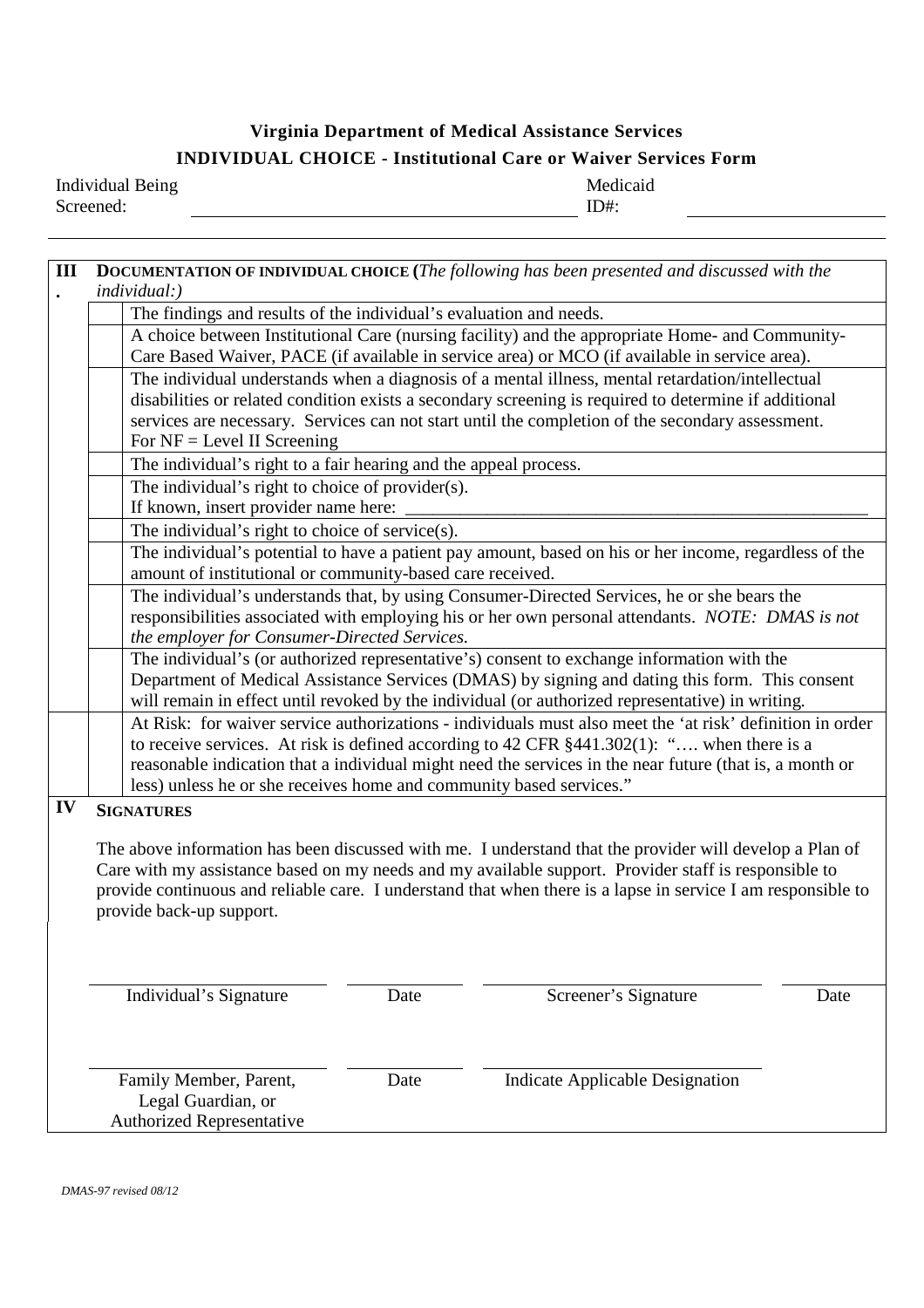**Virginia Department of Medical Assistance Services**

**INDIVIDUAL CHOICE - Institutional Care or Waiver Services Form**

Individual Being Screened: ______________________________ Medicaid ID#: ____________________

**III. DOCUMENTATION OF INDIVIDUAL CHOICE (***The following has been presented and discussed with the individual:)*

| | |
|---|---|
| ☐ | The findings and results of the individual's evaluation and needs. |
| ☐ | A choice between Institutional Care (nursing facility) and the appropriate Home- and Community-Care Based Waiver, PACE (if available in service area) or MCO (if available in service area). |
| ☐ | The individual understands when a diagnosis of a mental illness, mental retardation/intellectual disabilities or related condition exists a secondary screening is required to determine if additional services are necessary. Services can not start until the completion of the secondary assessment. For NF = Level II Screening |
| ☐ | The individual's right to a fair hearing and the appeal process. |
| ☐ | The individual's right to choice of provider(s). If known, insert provider name here: ______________________________ |
| ☐ | The individual's right to choice of service(s). |
| ☐ | The individual's potential to have a patient pay amount, based on his or her income, regardless of the amount of institutional or community-based care received. |
| ☐ | The individual's understands that, by using Consumer-Directed Services, he or she bears the responsibilities associated with employing his or her own personal attendants. *NOTE: DMAS is not the employer for Consumer-Directed Services.* |
| ☐ | The individual's (or authorized representative's) consent to exchange information with the Department of Medical Assistance Services (DMAS) by signing and dating this form. This consent will remain in effect until revoked by the individual (or authorized representative) in writing. |
| ☐ | At Risk: for waiver service authorizations - individuals must also meet the 'at risk' definition in order to receive services. At risk is defined according to 42 CFR §441.302(1): "…. when there is a reasonable indication that a individual might need the services in the near future (that is, a month or less) unless he or she receives home and community based services." |

**IV SIGNATURES**

The above information has been discussed with me. I understand that the provider will develop a Plan of Care with my assistance based on my needs and my available support. Provider staff is responsible to provide continuous and reliable care. I understand that when there is a lapse in service I am responsible to provide back-up support.

| | | | |
|---|---|---|---|
| ______________________ | __________ | ______________________ | __________ |
| Individual's Signature | Date | Screener's Signature | Date |
| ______________________ | __________ | ______________________ | |
| Family Member, Parent, Legal Guardian, or Authorized Representative | Date | Indicate Applicable Designation | |

*DMAS-97 revised 08/12*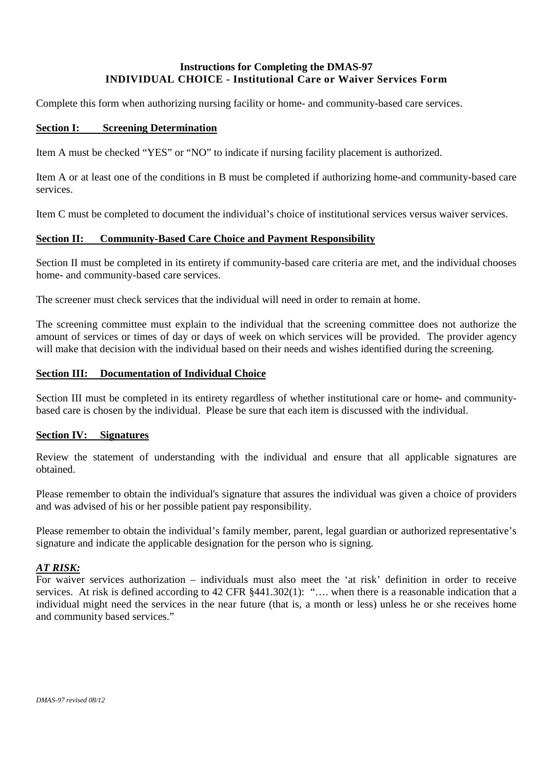**Instructions for Completing the DMAS-97**
**INDIVIDUAL CHOICE - Institutional Care or Waiver Services Form**

Complete this form when authorizing nursing facility or home- and community-based care services.

## Section I: Screening Determination

Item A must be checked "YES" or "NO" to indicate if nursing facility placement is authorized.

Item A or at least one of the conditions in B must be completed if authorizing home-and community-based care services.

Item C must be completed to document the individual's choice of institutional services versus waiver services.

## Section II: Community-Based Care Choice and Payment Responsibility

Section II must be completed in its entirety if community-based care criteria are met, and the individual chooses home- and community-based care services.

The screener must check services that the individual will need in order to remain at home.

The screening committee must explain to the individual that the screening committee does not authorize the amount of services or times of day or days of week on which services will be provided. The provider agency will make that decision with the individual based on their needs and wishes identified during the screening.

## Section III: Documentation of Individual Choice

Section III must be completed in its entirety regardless of whether institutional care or home- and community-based care is chosen by the individual. Please be sure that each item is discussed with the individual.

## Section IV: Signatures

Review the statement of understanding with the individual and ensure that all applicable signatures are obtained.

Please remember to obtain the individual's signature that assures the individual was given a choice of providers and was advised of his or her possible patient pay responsibility.

Please remember to obtain the individual's family member, parent, legal guardian or authorized representative's signature and indicate the applicable designation for the person who is signing.

## *AT RISK:*

For waiver services authorization – individuals must also meet the 'at risk' definition in order to receive services. At risk is defined according to 42 CFR §441.302(1): "…. when there is a reasonable indication that a individual might need the services in the near future (that is, a month or less) unless he or she receives home and community based services."

*DMAS-97 revised 08/12*